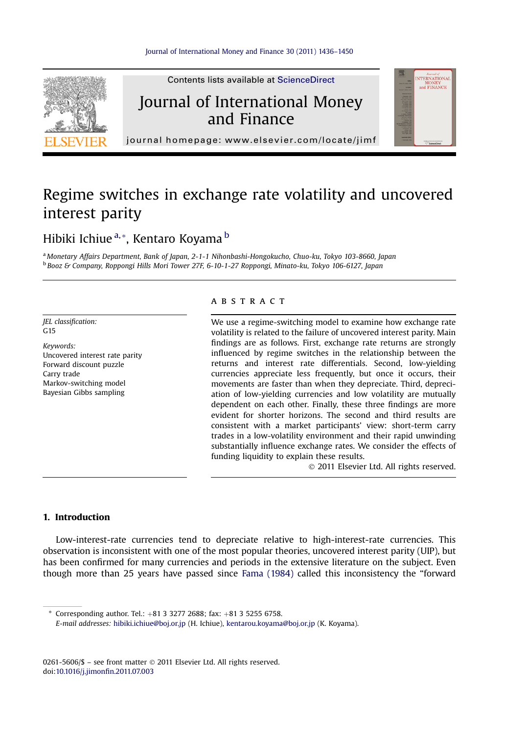# Regime switches in exchange rate volatility and uncovered interest parity

Hibiki Ichiue [a,*], Kentaro Koyama [b]

[a] Monetary Affairs Department, Bank of Japan, 2-1-1 Nihonbashi-Hongokucho, Chuo-ku, Tokyo 103-8660, Japan
[b] Booz & Company, Roppongi Hills Mori Tower 27F, 6-10-1-27 Roppongi, Minato-ku, Tokyo 106-6127, Japan

*JEL classification:*
G15

*Keywords:*
Uncovered interest rate parity
Forward discount puzzle
Carry trade
Markov-switching model
Bayesian Gibbs sampling

## ABSTRACT

We use a regime-switching model to examine how exchange rate volatility is related to the failure of uncovered interest parity. Main findings are as follows. First, exchange rate returns are strongly influenced by regime switches in the relationship between the returns and interest rate differentials. Second, low-yielding currencies appreciate less frequently, but once it occurs, their movements are faster than when they depreciate. Third, depreciation of low-yielding currencies and low volatility are mutually dependent on each other. Finally, these three findings are more evident for shorter horizons. The second and third results are consistent with a market participants' view: short-term carry trades in a low-volatility environment and their rapid unwinding substantially influence exchange rates. We consider the effects of funding liquidity to explain these results.

© 2011 Elsevier Ltd. All rights reserved.

## 1. Introduction

Low-interest-rate currencies tend to depreciate relative to high-interest-rate currencies. This observation is inconsistent with one of the most popular theories, uncovered interest parity (UIP), but has been confirmed for many currencies and periods in the extensive literature on the subject. Even though more than 25 years have passed since Fama (1984) called this inconsistency the "forward

* Corresponding author. Tel.: +81 3 3277 2688; fax: +81 3 5255 6758.
*E-mail addresses:* hibiki.ichiue@boj.or.jp (H. Ichiue), kentarou.koyama@boj.or.jp (K. Koyama).

0261-5606/$ – see front matter © 2011 Elsevier Ltd. All rights reserved.
doi:10.1016/j.jimonfin.2011.07.003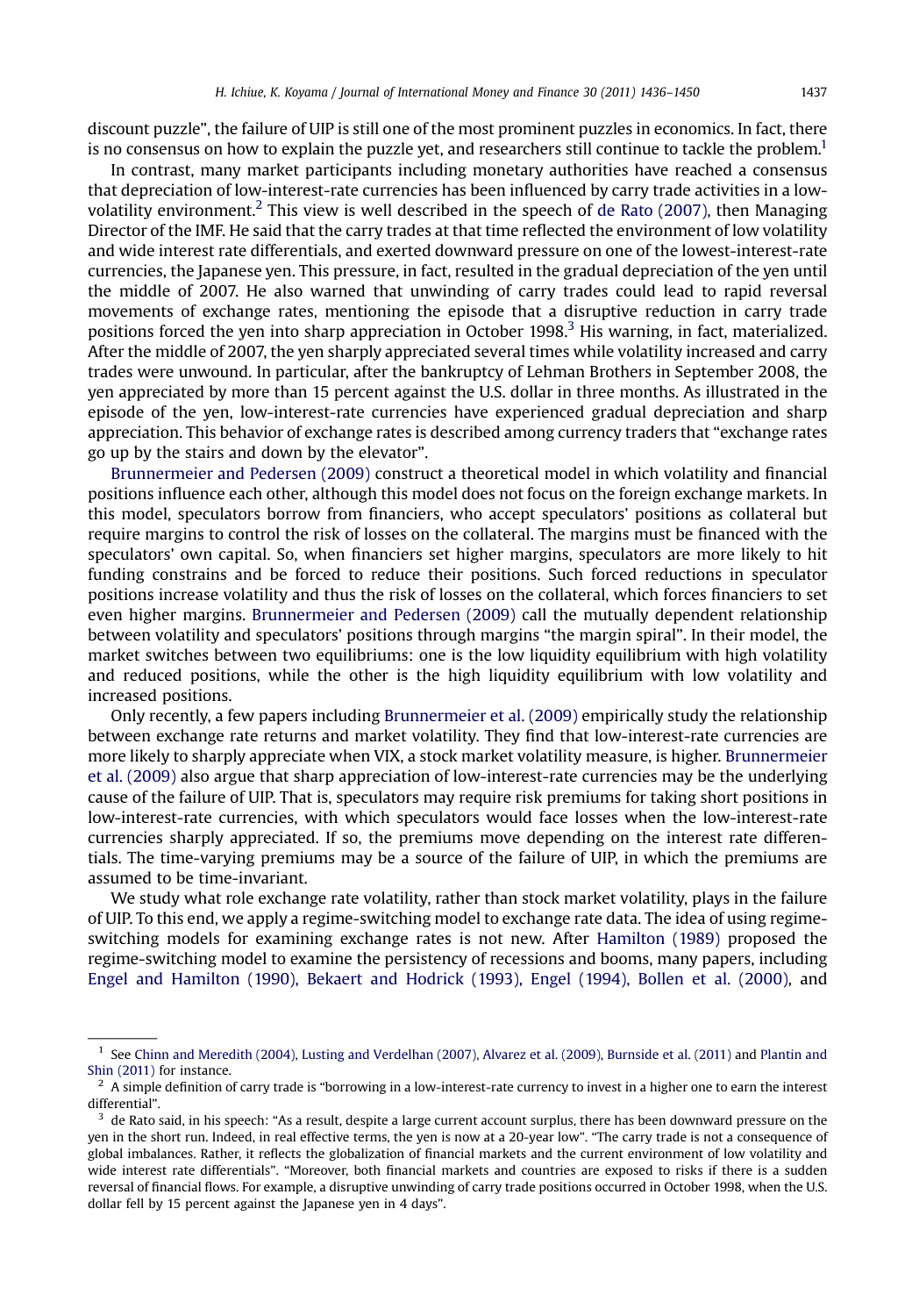discount puzzle", the failure of UIP is still one of the most prominent puzzles in economics. In fact, there is no consensus on how to explain the puzzle yet, and researchers still continue to tackle the problem.[1]

In contrast, many market participants including monetary authorities have reached a consensus that depreciation of low-interest-rate currencies has been influenced by carry trade activities in a low-volatility environment.[2] This view is well described in the speech of de Rato (2007), then Managing Director of the IMF. He said that the carry trades at that time reflected the environment of low volatility and wide interest rate differentials, and exerted downward pressure on one of the lowest-interest-rate currencies, the Japanese yen. This pressure, in fact, resulted in the gradual depreciation of the yen until the middle of 2007. He also warned that unwinding of carry trades could lead to rapid reversal movements of exchange rates, mentioning the episode that a disruptive reduction in carry trade positions forced the yen into sharp appreciation in October 1998.[3] His warning, in fact, materialized. After the middle of 2007, the yen sharply appreciated several times while volatility increased and carry trades were unwound. In particular, after the bankruptcy of Lehman Brothers in September 2008, the yen appreciated by more than 15 percent against the U.S. dollar in three months. As illustrated in the episode of the yen, low-interest-rate currencies have experienced gradual depreciation and sharp appreciation. This behavior of exchange rates is described among currency traders that "exchange rates go up by the stairs and down by the elevator".

Brunnermeier and Pedersen (2009) construct a theoretical model in which volatility and financial positions influence each other, although this model does not focus on the foreign exchange markets. In this model, speculators borrow from financiers, who accept speculators' positions as collateral but require margins to control the risk of losses on the collateral. The margins must be financed with the speculators' own capital. So, when financiers set higher margins, speculators are more likely to hit funding constrains and be forced to reduce their positions. Such forced reductions in speculator positions increase volatility and thus the risk of losses on the collateral, which forces financiers to set even higher margins. Brunnermeier and Pedersen (2009) call the mutually dependent relationship between volatility and speculators' positions through margins "the margin spiral". In their model, the market switches between two equilibriums: one is the low liquidity equilibrium with high volatility and reduced positions, while the other is the high liquidity equilibrium with low volatility and increased positions.

Only recently, a few papers including Brunnermeier et al. (2009) empirically study the relationship between exchange rate returns and market volatility. They find that low-interest-rate currencies are more likely to sharply appreciate when VIX, a stock market volatility measure, is higher. Brunnermeier et al. (2009) also argue that sharp appreciation of low-interest-rate currencies may be the underlying cause of the failure of UIP. That is, speculators may require risk premiums for taking short positions in low-interest-rate currencies, with which speculators would face losses when the low-interest-rate currencies sharply appreciated. If so, the premiums move depending on the interest rate differentials. The time-varying premiums may be a source of the failure of UIP, in which the premiums are assumed to be time-invariant.

We study what role exchange rate volatility, rather than stock market volatility, plays in the failure of UIP. To this end, we apply a regime-switching model to exchange rate data. The idea of using regime-switching models for examining exchange rates is not new. After Hamilton (1989) proposed the regime-switching model to examine the persistency of recessions and booms, many papers, including Engel and Hamilton (1990), Bekaert and Hodrick (1993), Engel (1994), Bollen et al. (2000), and

---

[1] See Chinn and Meredith (2004), Lusting and Verdelhan (2007), Alvarez et al. (2009), Burnside et al. (2011) and Plantin and Shin (2011) for instance.

[2] A simple definition of carry trade is "borrowing in a low-interest-rate currency to invest in a higher one to earn the interest differential".

[3] de Rato said, in his speech: "As a result, despite a large current account surplus, there has been downward pressure on the yen in the short run. Indeed, in real effective terms, the yen is now at a 20-year low". "The carry trade is not a consequence of global imbalances. Rather, it reflects the globalization of financial markets and the current environment of low volatility and wide interest rate differentials". "Moreover, both financial markets and countries are exposed to risks if there is a sudden reversal of financial flows. For example, a disruptive unwinding of carry trade positions occurred in October 1998, when the U.S. dollar fell by 15 percent against the Japanese yen in 4 days".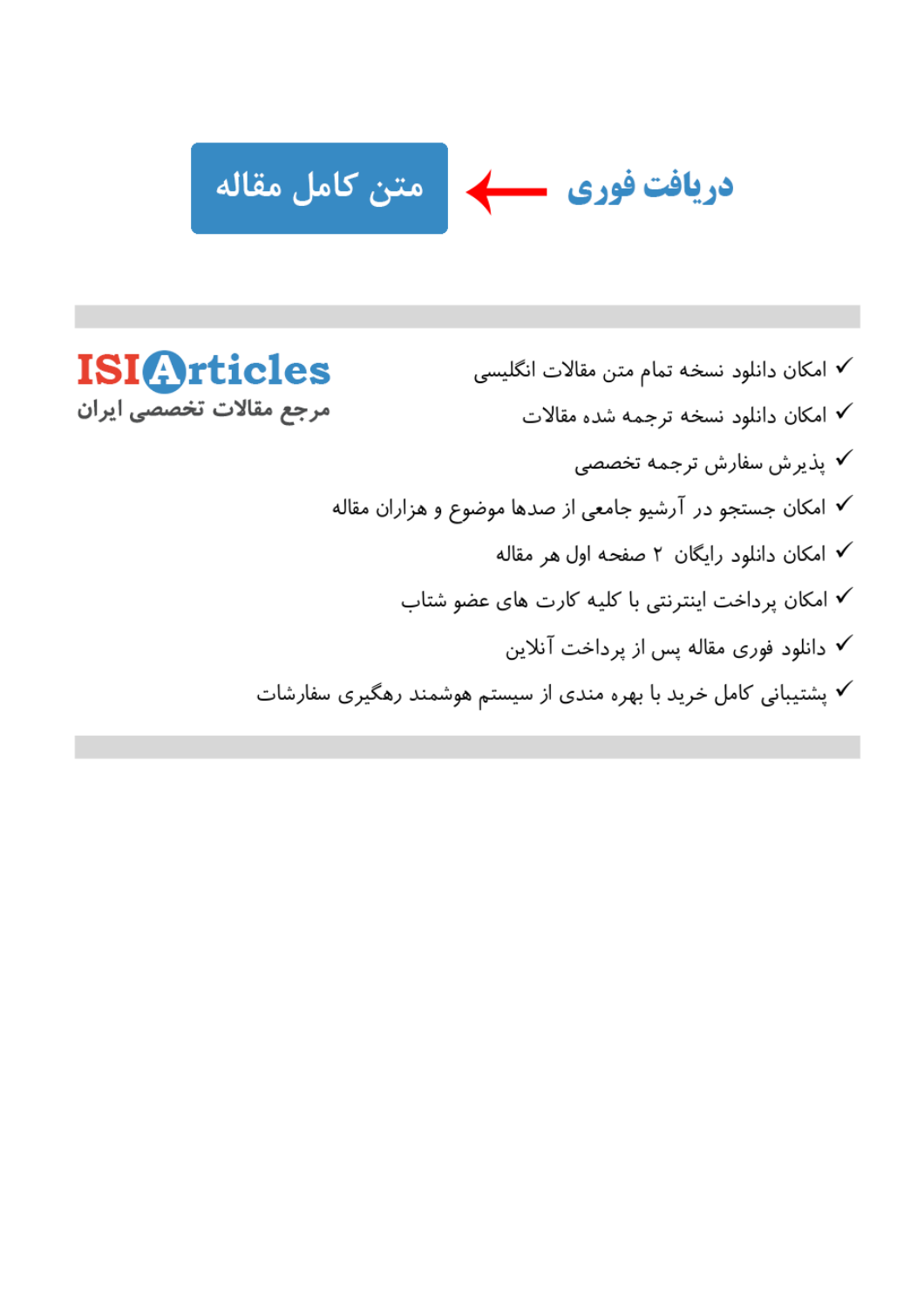دریافت فوری ← **متن کامل مقاله**

**ISIArticles**
مرجع مقالات تخصصی ایران

- ✓ امکان دانلود نسخه تمام متن مقالات انگلیسی
- ✓ امکان دانلود نسخه ترجمه شده مقالات
- ✓ پذیرش سفارش ترجمه تخصصی
- ✓ امکان جستجو در آرشیو جامعی از صدها موضوع و هزاران مقاله
- ✓ امکان دانلود رایگان ۲ صفحه اول هر مقاله
- ✓ امکان پرداخت اینترنتی با کلیه کارت های عضو شتاب
- ✓ دانلود فوری مقاله پس از پرداخت آنلاین
- ✓ پشتیبانی کامل خرید با بهره مندی از سیستم هوشمند رهگیری سفارشات